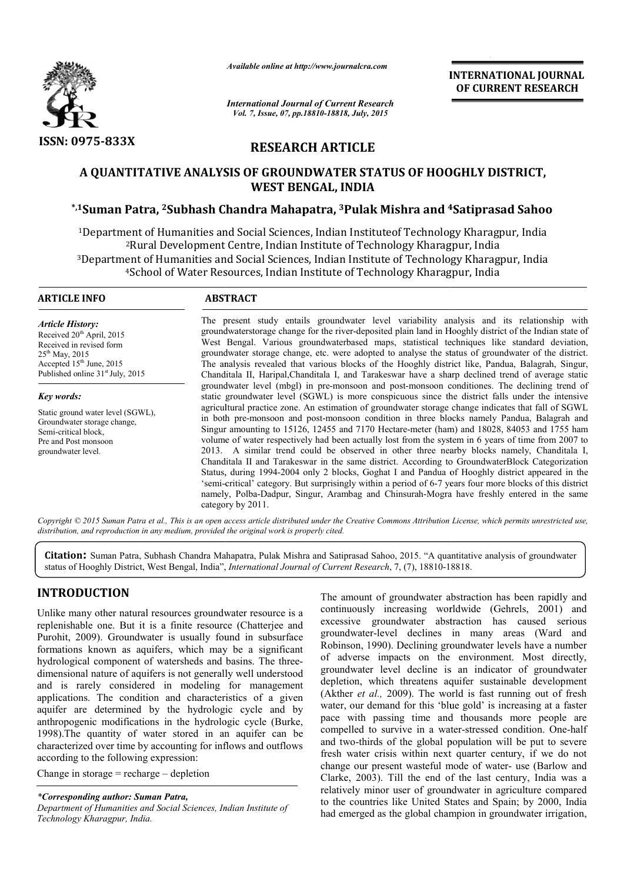ISSN: 0975-833X

*Available online at http://www.journalcra.com*

*International Journal of Current Research*
*Vol. 7, Issue, 07, pp.18810-18818, July, 2015*

**INTERNATIONAL JOURNAL OF CURRENT RESEARCH**

## RESEARCH ARTICLE

# A QUANTITATIVE ANALYSIS OF GROUNDWATER STATUS OF HOOGHLY DISTRICT, WEST BENGAL, INDIA

**\*,1Suman Patra, 2Subhash Chandra Mahapatra, 3Pulak Mishra and 4Satiprasad Sahoo**

[1]Department of Humanities and Social Sciences, Indian Instituteof Technology Kharagpur, India
[2]Rural Development Centre, Indian Institute of Technology Kharagpur, India
[3]Department of Humanities and Social Sciences, Indian Institute of Technology Kharagpur, India
[4]School of Water Resources, Indian Institute of Technology Kharagpur, India

**ARTICLE INFO**

*Article History:*
Received 20th April, 2015
Received in revised form
25th May, 2015
Accepted 15th June, 2015
Published online 31st July, 2015

*Key words:*

Static ground water level (SGWL),
Groundwater storage change,
Semi-critical block,
Pre and Post monsoon groundwater level.

**ABSTRACT**

The present study entails groundwater level variability analysis and its relationship with groundwaterstorage change for the river-deposited plain land in Hooghly district of the Indian state of West Bengal. Various groundwaterbased maps, statistical techniques like standard deviation, groundwater storage change, etc. were adopted to analyse the status of groundwater of the district. The analysis revealed that various blocks of the Hooghly district like, Pandua, Balagrah, Singur, Chanditala II, Haripal,Chanditala I, and Tarakeswar have a sharp declined trend of average static groundwater level (mbgl) in pre-monsoon and post-monsoon conditions. The declining trend of static groundwater level (SGWL) is more conspicuous since the district falls under the intensive agricultural practice zone. An estimation of groundwater storage change indicates that fall of SGWL in both pre-monsoon and post-monsoon condition in three blocks namely Pandua, Balagrah and Singur amounting to 15126, 12455 and 7170 Hectare-meter (ham) and 18028, 84053 and 1755 ham volume of water respectively had been actually lost from the system in 6 years of time from 2007 to 2013. A similar trend could be observed in other three nearby blocks namely, Chanditala I, Chanditala II and Tarakeswar in the same district. According to GroundwaterBlock Categorization Status, during 1994-2004 only 2 blocks, Goghat I and Pandua of Hooghly district appeared in the 'semi-critical' category. But surprisingly within a period of 6-7 years four more blocks of this district namely, Polba-Dadpur, Singur, Arambag and Chinsurah-Mogra have freshly entered in the same category by 2011.

*Copyright © 2015 Suman Patra et al., This is an open access article distributed under the Creative Commons Attribution License, which permits unrestricted use, distribution, and reproduction in any medium, provided the original work is properly cited.*

**Citation:** Suman Patra, Subhash Chandra Mahapatra, Pulak Mishra and Satiprasad Sahoo, 2015. "A quantitative analysis of groundwater status of Hooghly District, West Bengal, India", *International Journal of Current Research*, 7, (7), 18810-18818.

## INTRODUCTION

Unlike many other natural resources groundwater resource is a replenishable one. But it is a finite resource (Chatterjee and Purohit, 2009). Groundwater is usually found in subsurface formations known as aquifers, which may be a significant hydrological component of watersheds and basins. The three-dimensional nature of aquifers is not generally well understood and is rarely considered in modeling for management applications. The condition and characteristics of a given aquifer are determined by the hydrologic cycle and by anthropogenic modifications in the hydrologic cycle (Burke, 1998).The quantity of water stored in an aquifer can be characterized over time by accounting for inflows and outflows according to the following expression:

Change in storage = recharge – depletion

The amount of groundwater abstraction has been rapidly and continuously increasing worldwide (Gehrels, 2001) and excessive groundwater abstraction has caused serious groundwater-level declines in many areas (Ward and Robinson, 1990). Declining groundwater levels have a number of adverse impacts on the environment. Most directly, groundwater level decline is an indicator of groundwater depletion, which threatens aquifer sustainable development (Akther *et al.,* 2009). The world is fast running out of fresh water, our demand for this 'blue gold' is increasing at a faster pace with passing time and thousands more people are compelled to survive in a water-stressed condition. One-half and two-thirds of the global population will be put to severe fresh water crisis within next quarter century, if we do not change our present wasteful mode of water- use (Barlow and Clarke, 2003). Till the end of the last century, India was a relatively minor user of groundwater in agriculture compared to the countries like United States and Spain; by 2000, India had emerged as the global champion in groundwater irrigation,

*\*Corresponding author: Suman Patra,*
*Department of Humanities and Social Sciences, Indian Institute of Technology Kharagpur, India.*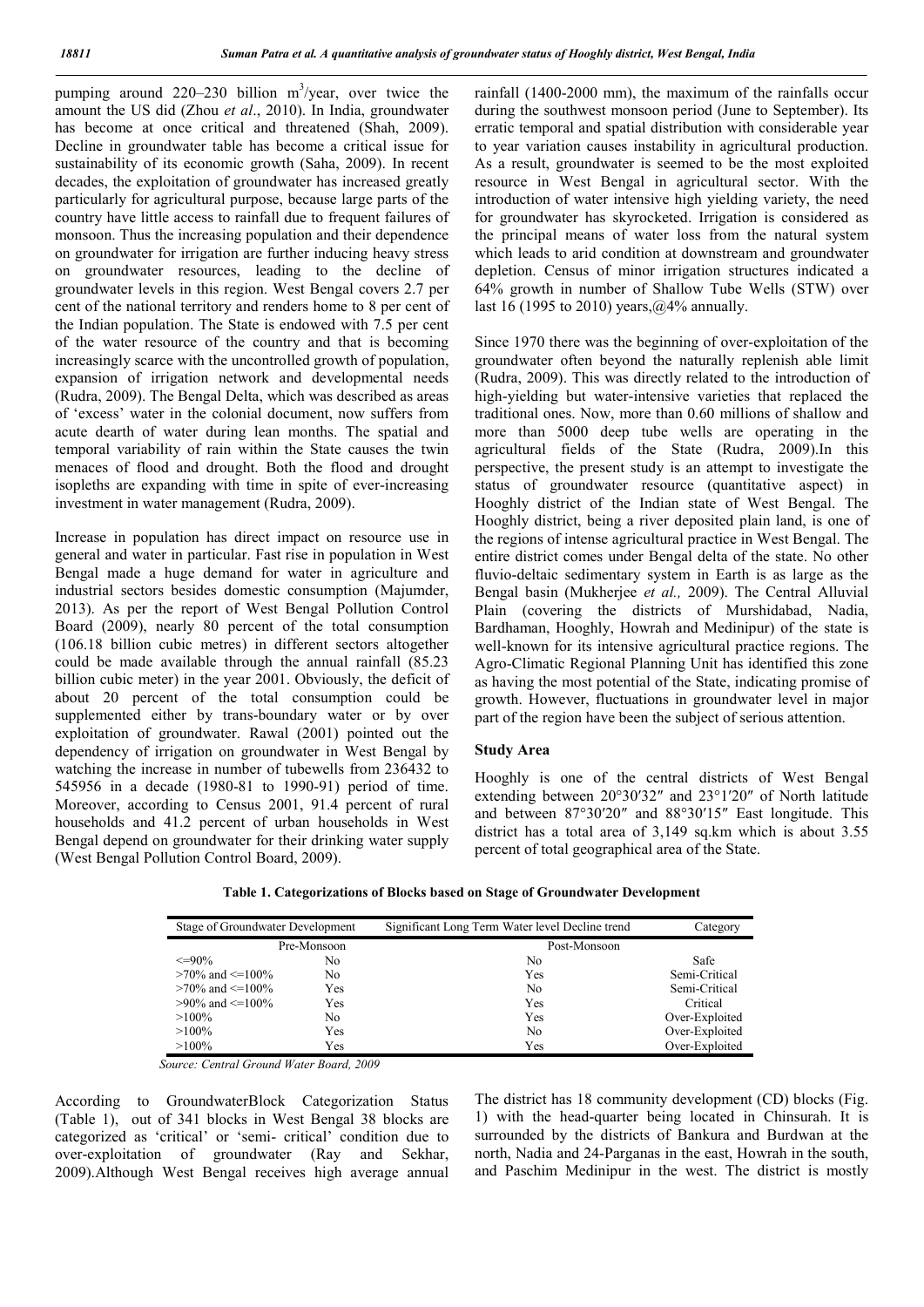pumping around 220–230 billion $m^3$/year, over twice the amount the US did (Zhou *et al*., 2010). In India, groundwater has become at once critical and threatened (Shah, 2009). Decline in groundwater table has become a critical issue for sustainability of its economic growth (Saha, 2009). In recent decades, the exploitation of groundwater has increased greatly particularly for agricultural purpose, because large parts of the country have little access to rainfall due to frequent failures of monsoon. Thus the increasing population and their dependence on groundwater for irrigation are further inducing heavy stress on groundwater resources, leading to the decline of groundwater levels in this region. West Bengal covers 2.7 per cent of the national territory and renders home to 8 per cent of the Indian population. The State is endowed with 7.5 per cent of the water resource of the country and that is becoming increasingly scarce with the uncontrolled growth of population, expansion of irrigation network and developmental needs (Rudra, 2009). The Bengal Delta, which was described as areas of 'excess' water in the colonial document, now suffers from acute dearth of water during lean months. The spatial and temporal variability of rain within the State causes the twin menaces of flood and drought. Both the flood and drought isopleths are expanding with time in spite of ever-increasing investment in water management (Rudra, 2009).

Increase in population has direct impact on resource use in general and water in particular. Fast rise in population in West Bengal made a huge demand for water in agriculture and industrial sectors besides domestic consumption (Majumder, 2013). As per the report of West Bengal Pollution Control Board (2009), nearly 80 percent of the total consumption (106.18 billion cubic metres) in different sectors altogether could be made available through the annual rainfall (85.23 billion cubic meter) in the year 2001. Obviously, the deficit of about 20 percent of the total consumption could be supplemented either by trans-boundary water or by over exploitation of groundwater. Rawal (2001) pointed out the dependency of irrigation on groundwater in West Bengal by watching the increase in number of tubewells from 236432 to 545956 in a decade (1980-81 to 1990-91) period of time. Moreover, according to Census 2001, 91.4 percent of rural households and 41.2 percent of urban households in West Bengal depend on groundwater for their drinking water supply (West Bengal Pollution Control Board, 2009).

According to GroundwaterBlock Categorization Status (Table 1), out of 341 blocks in West Bengal 38 blocks are categorized as 'critical' or 'semi- critical' condition due to over-exploitation of groundwater (Ray and Sekhar, 2009).Although West Bengal receives high average annual rainfall (1400-2000 mm), the maximum of the rainfalls occur during the southwest monsoon period (June to September). Its erratic temporal and spatial distribution with considerable year to year variation causes instability in agricultural production. As a result, groundwater is seemed to be the most exploited resource in West Bengal in agricultural sector. With the introduction of water intensive high yielding variety, the need for groundwater has skyrocketed. Irrigation is considered as the principal means of water loss from the natural system which leads to arid condition at downstream and groundwater depletion. Census of minor irrigation structures indicated a 64% growth in number of Shallow Tube Wells (STW) over last 16 (1995 to 2010) years,@4% annually.

Since 1970 there was the beginning of over-exploitation of the groundwater often beyond the naturally replenish able limit (Rudra, 2009). This was directly related to the introduction of high-yielding but water-intensive varieties that replaced the traditional ones. Now, more than 0.60 millions of shallow and more than 5000 deep tube wells are operating in the agricultural fields of the State (Rudra, 2009).In this perspective, the present study is an attempt to investigate the status of groundwater resource (quantitative aspect) in Hooghly district of the Indian state of West Bengal. The Hooghly district, being a river deposited plain land, is one of the regions of intense agricultural practice in West Bengal. The entire district comes under Bengal delta of the state. No other fluvio-deltaic sedimentary system in Earth is as large as the Bengal basin (Mukherjee *et al.,* 2009). The Central Alluvial Plain (covering the districts of Murshidabad, Nadia, Bardhaman, Hooghly, Howrah and Medinipur) of the state is well-known for its intensive agricultural practice regions. The Agro-Climatic Regional Planning Unit has identified this zone as having the most potential of the State, indicating promise of growth. However, fluctuations in groundwater level in major part of the region have been the subject of serious attention.

## Study Area

Hooghly is one of the central districts of West Bengal extending between 20°30′32″ and 23°1′20″ of North latitude and between 87°30′20″ and 88°30′15″ East longitude. This district has a total area of 3,149 sq.km which is about 3.55 percent of total geographical area of the State.

**Table 1. Categorizations of Blocks based on Stage of Groundwater Development**

| Stage of Groundwater Development | | Significant Long Term Water level Decline trend | Category |
|---|---|---|---|
| Pre-Monsoon | | Post-Monsoon | |
| <=90% | No | No | Safe |
| >70% and <=100% | No | Yes | Semi-Critical |
| >70% and <=100% | Yes | No | Semi-Critical |
| >90% and <=100% | Yes | Yes | Critical |
| >100% | No | Yes | Over-Exploited |
| >100% | Yes | No | Over-Exploited |
| >100% | Yes | Yes | Over-Exploited |

*Source: Central Ground Water Board, 2009*

The district has 18 community development (CD) blocks (Fig. 1) with the head-quarter being located in Chinsurah. It is surrounded by the districts of Bankura and Burdwan at the north, Nadia and 24-Parganas in the east, Howrah in the south, and Paschim Medinipur in the west. The district is mostly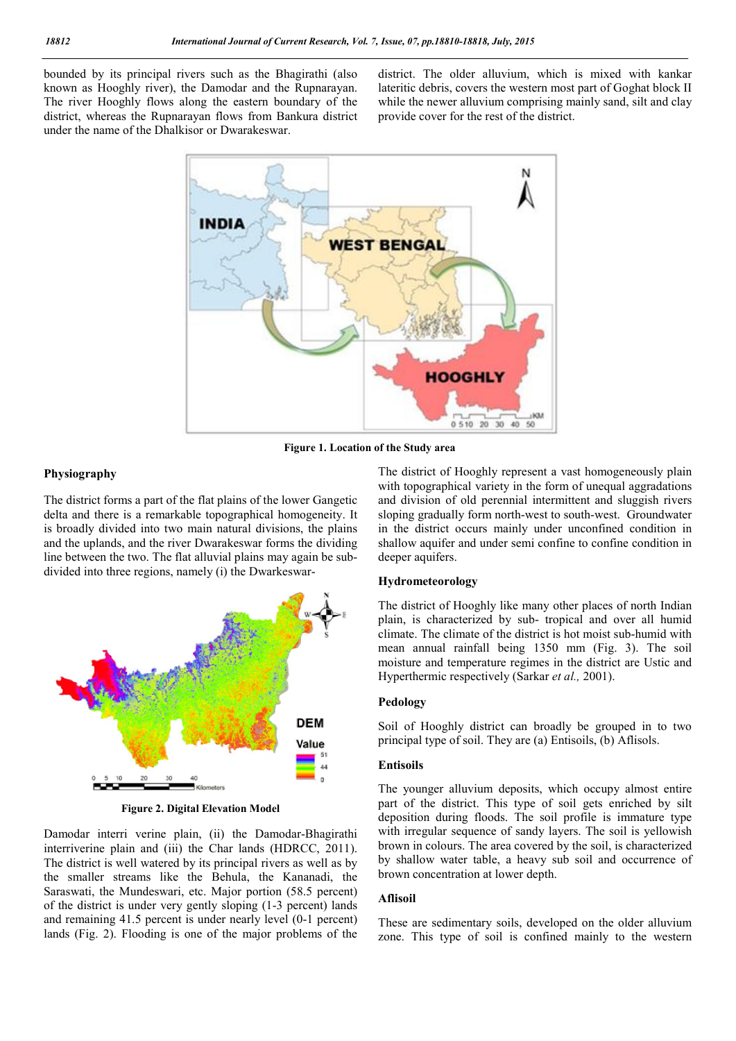bounded by its principal rivers such as the Bhagirathi (also known as Hooghly river), the Damodar and the Rupnarayan. The river Hooghly flows along the eastern boundary of the district, whereas the Rupnarayan flows from Bankura district under the name of the Dhalkisor or Dwarakeswar. The older alluvium, which is mixed with kankar lateritic debris, covers the western most part of Goghat block II while the newer alluvium comprising mainly sand, silt and clay provide cover for the rest of the district.

**Figure 1. Location of the Study area**

## Physiography

The district forms a part of the flat plains of the lower Gangetic delta and there is a remarkable topographical homogeneity. It is broadly divided into two main natural divisions, the plains and the uplands, and the river Dwarakeswar forms the dividing line between the two. The flat alluvial plains may again be sub-divided into three regions, namely (i) the Dwarkeswar-Damodar interri verine plain, (ii) the Damodar-Bhagirathi interriverine plain and (iii) the Char lands (HDRCC, 2011). The district is well watered by its principal rivers as well as by the smaller streams like the Behula, the Kananadi, the Saraswati, the Mundeswari, etc. Major portion (58.5 percent) of the district is under very gently sloping (1-3 percent) lands and remaining 41.5 percent is under nearly level (0-1 percent) lands (Fig. 2). Flooding is one of the major problems of the district.

**Figure 2. Digital Elevation Model**

The district of Hooghly represent a vast homogeneously plain with topographical variety in the form of unequal aggradations and division of old perennial intermittent and sluggish rivers sloping gradually form north-west to south-west. Groundwater in the district occurs mainly under unconfined condition in shallow aquifer and under semi confine to confine condition in deeper aquifers.

## Hydrometeorology

The district of Hooghly like many other places of north Indian plain, is characterized by sub- tropical and over all humid climate. The climate of the district is hot moist sub-humid with mean annual rainfall being 1350 mm (Fig. 3). The soil moisture and temperature regimes in the district are Ustic and Hyperthermic respectively (Sarkar *et al.,* 2001).

## Pedology

Soil of Hooghly district can broadly be grouped in to two principal type of soil. They are (a) Entisoils, (b) Aflisols.

### Entisoils

The younger alluvium deposits, which occupy almost entire part of the district. This type of soil gets enriched by silt deposition during floods. The soil profile is immature type with irregular sequence of sandy layers. The soil is yellowish brown in colours. The area covered by the soil, is characterized by shallow water table, a heavy sub soil and occurrence of brown concentration at lower depth.

### Aflisoil

These are sedimentary soils, developed on the older alluvium zone. This type of soil is confined mainly to the western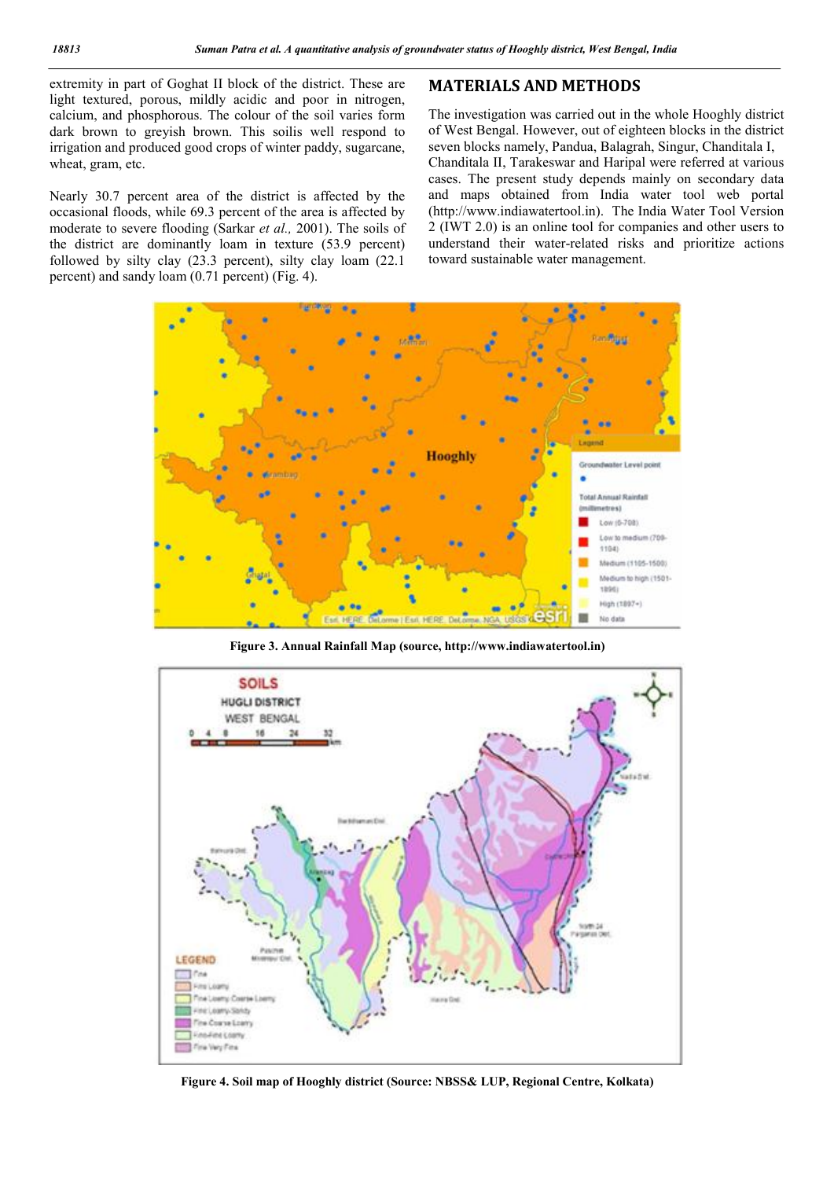extremity in part of Goghat II block of the district. These are light textured, porous, mildly acidic and poor in nitrogen, calcium, and phosphorous. The colour of the soil varies form dark brown to greyish brown. This soilis well respond to irrigation and produced good crops of winter paddy, sugarcane, wheat, gram, etc.

Nearly 30.7 percent area of the district is affected by the occasional floods, while 69.3 percent of the area is affected by moderate to severe flooding (Sarkar *et al.,* 2001). The soils of the district are dominantly loam in texture (53.9 percent) followed by silty clay (23.3 percent), silty clay loam (22.1 percent) and sandy loam (0.71 percent) (Fig. 4).

## MATERIALS AND METHODS

The investigation was carried out in the whole Hooghly district of West Bengal. However, out of eighteen blocks in the district seven blocks namely, Pandua, Balagrah, Singur, Chanditala I, Chanditala II, Tarakeswar and Haripal were referred at various cases. The present study depends mainly on secondary data and maps obtained from India water tool web portal (http://www.indiawatertool.in). The India Water Tool Version 2 (IWT 2.0) is an online tool for companies and other users to understand their water-related risks and prioritize actions toward sustainable water management.

**Figure 3. Annual Rainfall Map (source, http://www.indiawatertool.in)**

**Figure 4. Soil map of Hooghly district (Source: NBSS& LUP, Regional Centre, Kolkata)**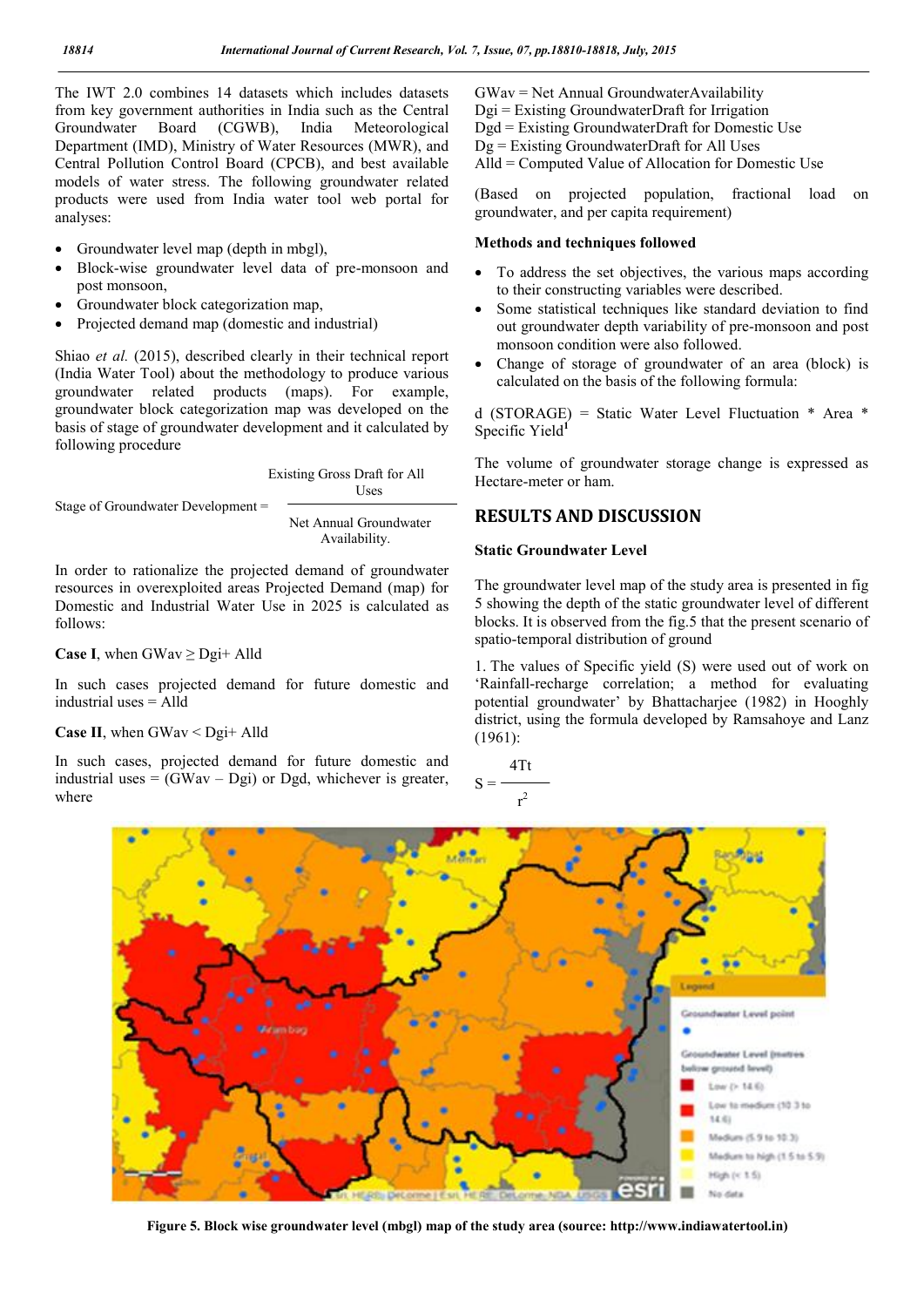The IWT 2.0 combines 14 datasets which includes datasets from key government authorities in India such as the Central Groundwater Board (CGWB), India Meteorological Department (IMD), Ministry of Water Resources (MWR), and Central Pollution Control Board (CPCB), and best available models of water stress. The following groundwater related products were used from India water tool web portal for analyses:

- Groundwater level map (depth in mbgl),
- Block-wise groundwater level data of pre-monsoon and post monsoon,
- Groundwater block categorization map,
- Projected demand map (domestic and industrial)

Shiao *et al.* (2015), described clearly in their technical report (India Water Tool) about the methodology to produce various groundwater related products (maps). For example, groundwater block categorization map was developed on the basis of stage of groundwater development and it calculated by following procedure

$$\text{Stage of Groundwater Development} = \frac{\text{Existing Gross Draft for All Uses}}{\text{Net Annual Groundwater Availability.}}$$

In order to rationalize the projected demand of groundwater resources in overexploited areas Projected Demand (map) for Domestic and Industrial Water Use in 2025 is calculated as follows:

**Case I**, when GWav ≥ Dgi+ Alld

In such cases projected demand for future domestic and industrial uses = Alld

**Case II**, when GWav < Dgi+ Alld

In such cases, projected demand for future domestic and industrial uses = (GWav – Dgi) or Dgd, whichever is greater, where

GWav = Net Annual GroundwaterAvailability
Dgi = Existing GroundwaterDraft for Irrigation
Dgd = Existing GroundwaterDraft for Domestic Use
Dg = Existing GroundwaterDraft for All Uses
Alld = Computed Value of Allocation for Domestic Use

(Based on projected population, fractional load on groundwater, and per capita requirement)

**Methods and techniques followed**

- To address the set objectives, the various maps according to their constructing variables were described.
- Some statistical techniques like standard deviation to find out groundwater depth variability of pre-monsoon and post monsoon condition were also followed.
- Change of storage of groundwater of an area (block) is calculated on the basis of the following formula:

d (STORAGE) = Static Water Level Fluctuation * Area * Specific Yield[1]

The volume of groundwater storage change is expressed as Hectare-meter or ham.

## RESULTS AND DISCUSSION

**Static Groundwater Level**

The groundwater level map of the study area is presented in fig 5 showing the depth of the static groundwater level of different blocks. It is observed from the fig.5 that the present scenario of spatio-temporal distribution of ground

1. The values of Specific yield (S) were used out of work on 'Rainfall-recharge correlation; a method for evaluating potential groundwater' by Bhattacharjee (1982) in Hooghly district, using the formula developed by Ramsahoye and Lanz (1961):

$$S = \frac{4Tt}{r^2}$$

**Figure 5. Block wise groundwater level (mbgl) map of the study area (source: http://www.indiawatertool.in)**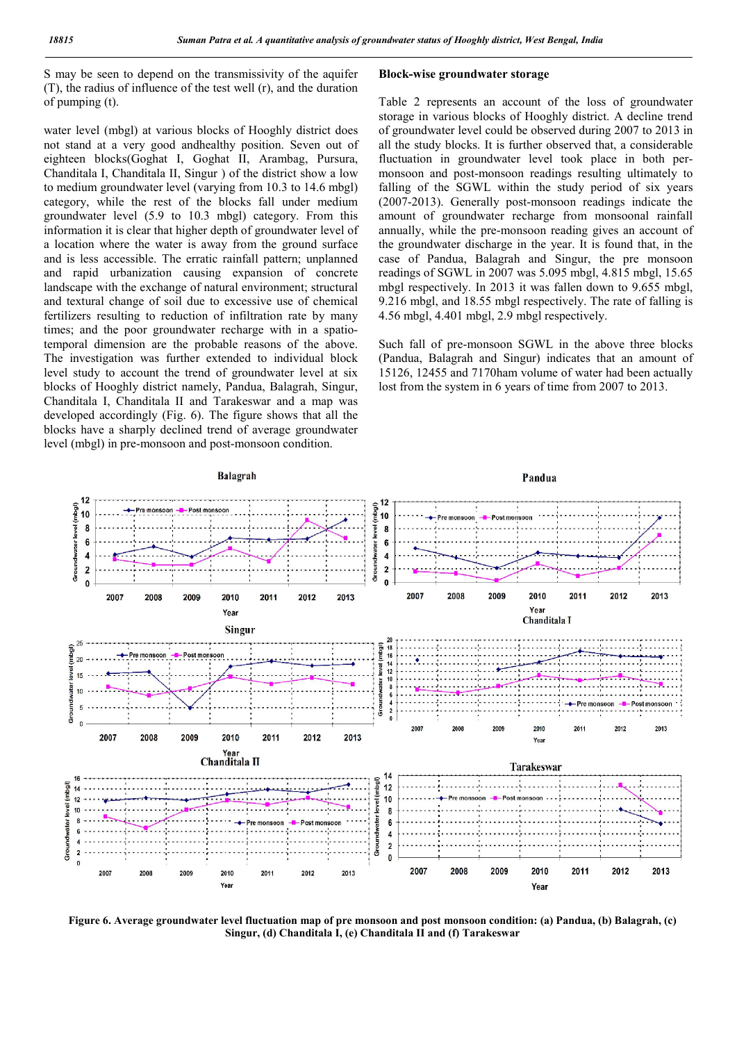S may be seen to depend on the transmissivity of the aquifer (T), the radius of influence of the test well (r), and the duration of pumping (t).

water level (mbgl) at various blocks of Hooghly district does not stand at a very good andhealthy position. Seven out of eighteen blocks(Goghat I, Goghat II, Arambag, Pursura, Chanditala I, Chanditala II, Singur ) of the district show a low to medium groundwater level (varying from 10.3 to 14.6 mbgl) category, while the rest of the blocks fall under medium groundwater level (5.9 to 10.3 mbgl) category. From this information it is clear that higher depth of groundwater level of a location where the water is away from the ground surface and is less accessible. The erratic rainfall pattern; unplanned and rapid urbanization causing expansion of concrete landscape with the exchange of natural environment; structural and textural change of soil due to excessive use of chemical fertilizers resulting to reduction of infiltration rate by many times; and the poor groundwater recharge with in a spatio-temporal dimension are the probable reasons of the above. The investigation was further extended to individual block level study to account the trend of groundwater level at six blocks of Hooghly district namely, Pandua, Balagrah, Singur, Chanditala I, Chanditala II and Tarakeswar and a map was developed accordingly (Fig. 6). The figure shows that all the blocks have a sharply declined trend of average groundwater level (mbgl) in pre-monsoon and post-monsoon condition.

### Block-wise groundwater storage

Table 2 represents an account of the loss of groundwater storage in various blocks of Hooghly district. A decline trend of groundwater level could be observed during 2007 to 2013 in all the study blocks. It is further observed that, a considerable fluctuation in groundwater level took place in both per-monsoon and post-monsoon readings resulting ultimately to falling of the SGWL within the study period of six years (2007-2013). Generally post-monsoon readings indicate the amount of groundwater recharge from monsoonal rainfall annually, while the pre-monsoon reading gives an account of the groundwater discharge in the year. It is found that, in the case of Pandua, Balagrah and Singur, the pre monsoon readings of SGWL in 2007 was 5.095 mbgl, 4.815 mbgl, 15.65 mbgl respectively. In 2013 it was fallen down to 9.655 mbgl, 9.216 mbgl, and 18.55 mbgl respectively. The rate of falling is 4.56 mbgl, 4.401 mbgl, 2.9 mbgl respectively.

Such fall of pre-monsoon SGWL in the above three blocks (Pandua, Balagrah and Singur) indicates that an amount of 15126, 12455 and 7170ham volume of water had been actually lost from the system in 6 years of time from 2007 to 2013.

**Figure 6. Average groundwater level fluctuation map of pre monsoon and post monsoon condition: (a) Pandua, (b) Balagrah, (c) Singur, (d) Chanditala I, (e) Chanditala II and (f) Tarakeswar**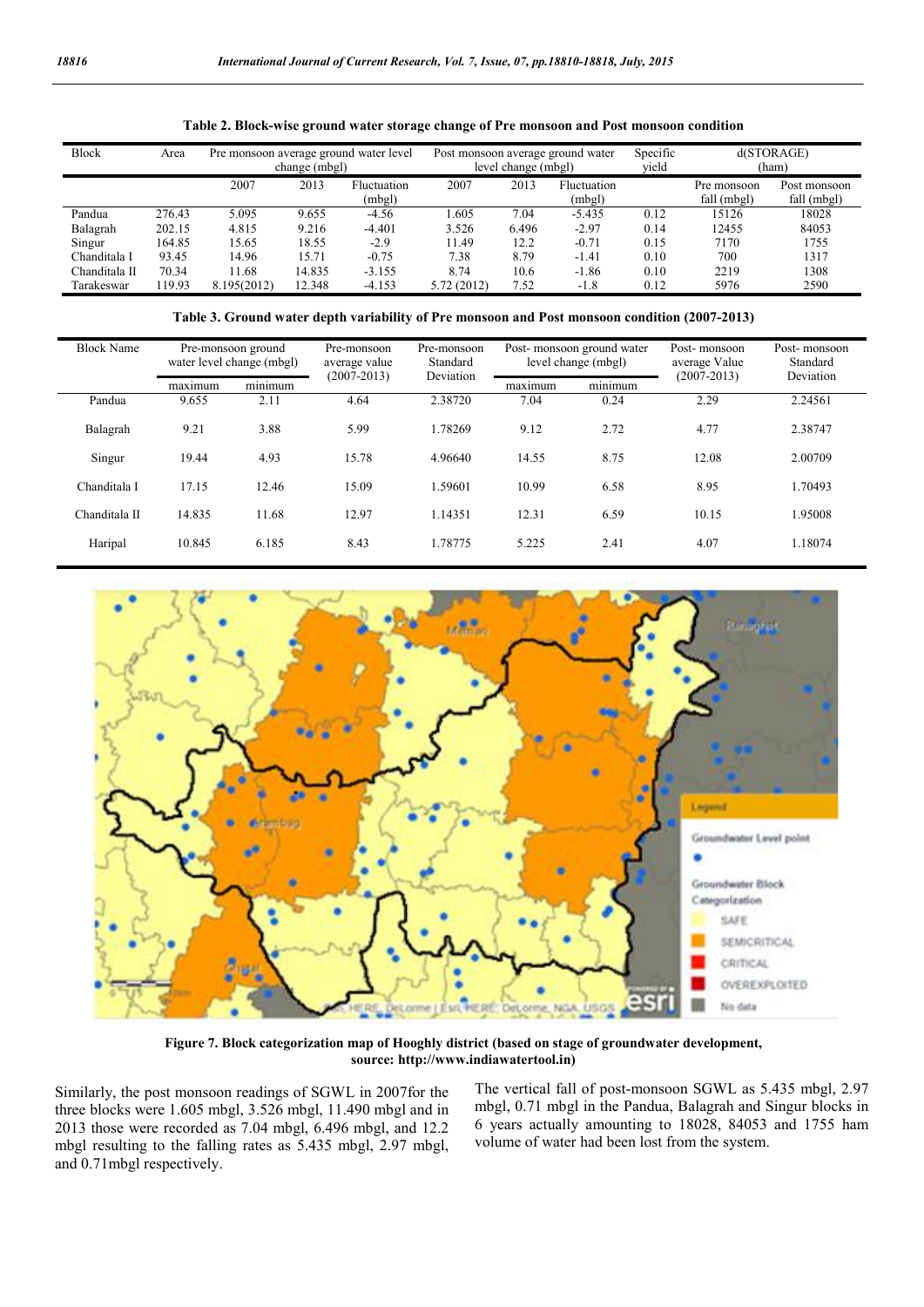**Table 2. Block-wise ground water storage change of Pre monsoon and Post monsoon condition**

| Block | Area | Pre monsoon average ground water level change (mbgl) | | | Post monsoon average ground water level change (mbgl) | | | Specific yield | d(STORAGE) (ham) | |
|---|---|---|---|---|---|---|---|---|---|---|
| | | 2007 | 2013 | Fluctuation (mbgl) | 2007 | 2013 | Fluctuation (mbgl) | | Pre monsoon fall (mbgl) | Post monsoon fall (mbgl) |
| Pandua | 276.43 | 5.095 | 9.655 | -4.56 | 1.605 | 7.04 | -5.435 | 0.12 | 15126 | 18028 |
| Balagrah | 202.15 | 4.815 | 9.216 | -4.401 | 3.526 | 6.496 | -2.97 | 0.14 | 12455 | 84053 |
| Singur | 164.85 | 15.65 | 18.55 | -2.9 | 11.49 | 12.2 | -0.71 | 0.15 | 7170 | 1755 |
| Chanditala I | 93.45 | 14.96 | 15.71 | -0.75 | 7.38 | 8.79 | -1.41 | 0.10 | 700 | 1317 |
| Chanditala II | 70.34 | 11.68 | 14.835 | -3.155 | 8.74 | 10.6 | -1.86 | 0.10 | 2219 | 1308 |
| Tarakeswar | 119.93 | 8.195(2012) | 12.348 | -4.153 | 5.72 (2012) | 7.52 | -1.8 | 0.12 | 5976 | 2590 |

**Table 3. Ground water depth variability of Pre monsoon and Post monsoon condition (2007-2013)**

| Block Name | Pre-monsoon ground water level change (mbgl) | | Pre-monsoon average value (2007-2013) | Pre-monsoon Standard Deviation | Post- monsoon ground water level change (mbgl) | | Post- monsoon average Value (2007-2013) | Post- monsoon Standard Deviation |
|---|---|---|---|---|---|---|---|---|
| | maximum | minimum | | | maximum | minimum | | |
| Pandua | 9.655 | 2.11 | 4.64 | 2.38720 | 7.04 | 0.24 | 2.29 | 2.24561 |
| Balagrah | 9.21 | 3.88 | 5.99 | 1.78269 | 9.12 | 2.72 | 4.77 | 2.38747 |
| Singur | 19.44 | 4.93 | 15.78 | 4.96640 | 14.55 | 8.75 | 12.08 | 2.00709 |
| Chanditala I | 17.15 | 12.46 | 15.09 | 1.59601 | 10.99 | 6.58 | 8.95 | 1.70493 |
| Chanditala II | 14.835 | 11.68 | 12.97 | 1.14351 | 12.31 | 6.59 | 10.15 | 1.95008 |
| Haripal | 10.845 | 6.185 | 8.43 | 1.78775 | 5.225 | 2.41 | 4.07 | 1.18074 |

**Figure 7. Block categorization map of Hooghly district (based on stage of groundwater development, source: http://www.indiawatertool.in)**

Similarly, the post monsoon readings of SGWL in 2007for the three blocks were 1.605 mbgl, 3.526 mbgl, 11.490 mbgl and in 2013 those were recorded as 7.04 mbgl, 6.496 mbgl, and 12.2 mbgl resulting to the falling rates as 5.435 mbgl, 2.97 mbgl, and 0.71mbgl respectively.

The vertical fall of post-monsoon SGWL as 5.435 mbgl, 2.97 mbgl, 0.71 mbgl in the Pandua, Balagrah and Singur blocks in 6 years actually amounting to 18028, 84053 and 1755 ham volume of water had been lost from the system.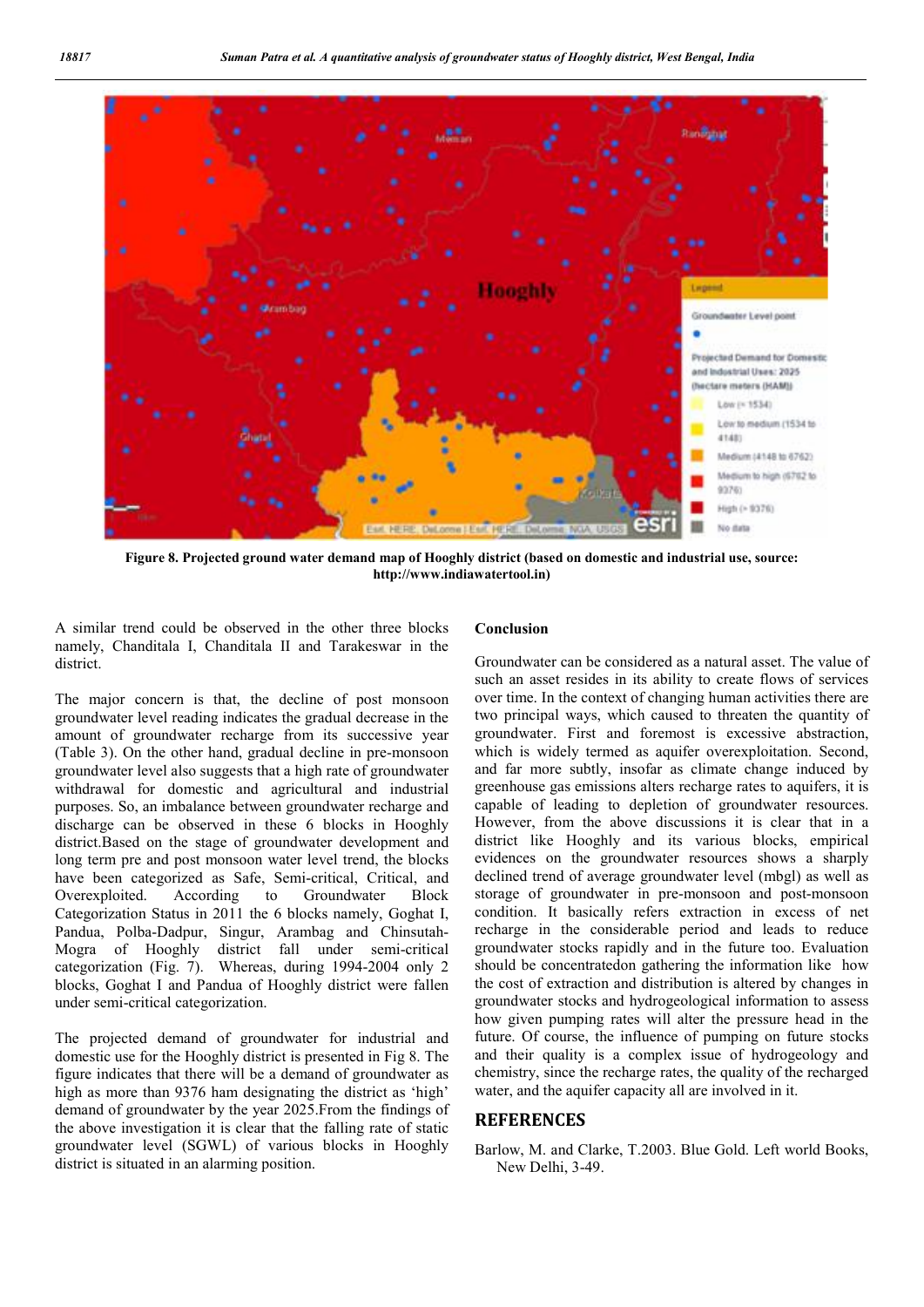Figure 8. Projected ground water demand map of Hooghly district (based on domestic and industrial use, source: http://www.indiawatertool.in)

A similar trend could be observed in the other three blocks namely, Chanditala I, Chanditala II and Tarakeswar in the district.

The major concern is that, the decline of post monsoon groundwater level reading indicates the gradual decrease in the amount of groundwater recharge from its successive year (Table 3). On the other hand, gradual decline in pre-monsoon groundwater level also suggests that a high rate of groundwater withdrawal for domestic and agricultural and industrial purposes. So, an imbalance between groundwater recharge and discharge can be observed in these 6 blocks in Hooghly district.Based on the stage of groundwater development and long term pre and post monsoon water level trend, the blocks have been categorized as Safe, Semi-critical, Critical, and Overexploited. According to Groundwater Block Categorization Status in 2011 the 6 blocks namely, Goghat I, Pandua, Polba-Dadpur, Singur, Arambag and Chinsutah-Mogra of Hooghly district fall under semi-critical categorization (Fig. 7). Whereas, during 1994-2004 only 2 blocks, Goghat I and Pandua of Hooghly district were fallen under semi-critical categorization.

The projected demand of groundwater for industrial and domestic use for the Hooghly district is presented in Fig 8. The figure indicates that there will be a demand of groundwater as high as more than 9376 ham designating the district as 'high' demand of groundwater by the year 2025.From the findings of the above investigation it is clear that the falling rate of static groundwater level (SGWL) of various blocks in Hooghly district is situated in an alarming position.

## Conclusion

Groundwater can be considered as a natural asset. The value of such an asset resides in its ability to create flows of services over time. In the context of changing human activities there are two principal ways, which caused to threaten the quantity of groundwater. First and foremost is excessive abstraction, which is widely termed as aquifer overexploitation. Second, and far more subtly, insofar as climate change induced by greenhouse gas emissions alters recharge rates to aquifers, it is capable of leading to depletion of groundwater resources. However, from the above discussions it is clear that in a district like Hooghly and its various blocks, empirical evidences on the groundwater resources shows a sharply declined trend of average groundwater level (mbgl) as well as storage of groundwater in pre-monsoon and post-monsoon condition. It basically refers extraction in excess of net recharge in the considerable period and leads to reduce groundwater stocks rapidly and in the future too. Evaluation should be concentratedon gathering the information like how the cost of extraction and distribution is altered by changes in groundwater stocks and hydrogeological information to assess how given pumping rates will alter the pressure head in the future. Of course, the influence of pumping on future stocks and their quality is a complex issue of hydrogeology and chemistry, since the recharge rates, the quality of the recharged water, and the aquifer capacity all are involved in it.

## REFERENCES

Barlow, M. and Clarke, T.2003. Blue Gold. Left world Books, New Delhi, 3-49.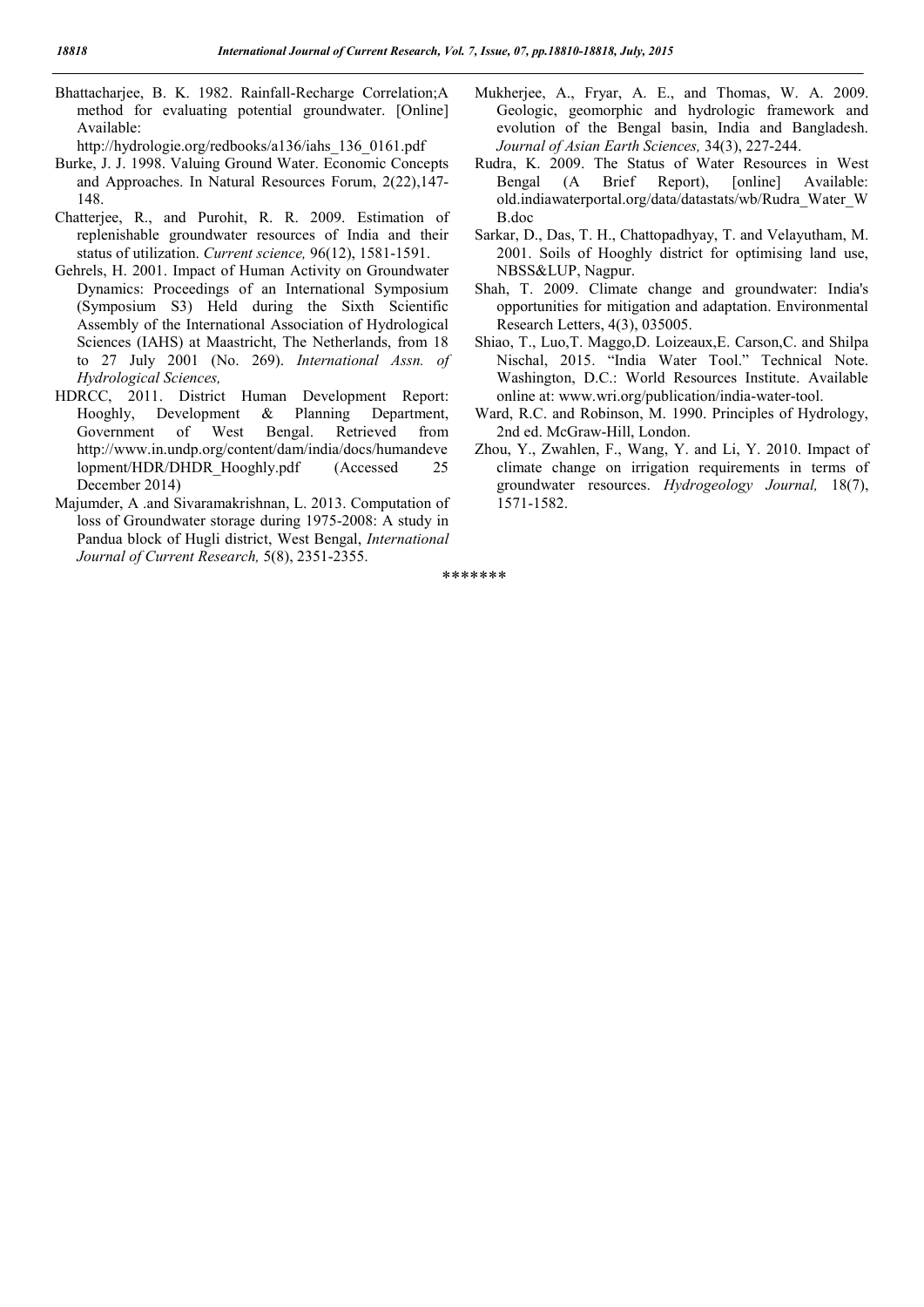Bhattacharjee, B. K. 1982. Rainfall-Recharge Correlation;A method for evaluating potential groundwater. [Online] Available: http://hydrologie.org/redbooks/a136/iahs_136_0161.pdf

Burke, J. J. 1998. Valuing Ground Water. Economic Concepts and Approaches. In Natural Resources Forum, 2(22),147-148.

Chatterjee, R., and Purohit, R. R. 2009. Estimation of replenishable groundwater resources of India and their status of utilization. *Current science,* 96(12), 1581-1591.

Gehrels, H. 2001. Impact of Human Activity on Groundwater Dynamics: Proceedings of an International Symposium (Symposium S3) Held during the Sixth Scientific Assembly of the International Association of Hydrological Sciences (IAHS) at Maastricht, The Netherlands, from 18 to 27 July 2001 (No. 269). *International Assn. of Hydrological Sciences,*

HDRCC, 2011. District Human Development Report: Hooghly, Development & Planning Department, Government of West Bengal. Retrieved from http://www.in.undp.org/content/dam/india/docs/humandevelopment/HDR/DHDR_Hooghly.pdf (Accessed 25 December 2014)

Majumder, A .and Sivaramakrishnan, L. 2013. Computation of loss of Groundwater storage during 1975-2008: A study in Pandua block of Hugli district, West Bengal, *International Journal of Current Research,* 5(8), 2351-2355.

Mukherjee, A., Fryar, A. E., and Thomas, W. A. 2009. Geologic, geomorphic and hydrologic framework and evolution of the Bengal basin, India and Bangladesh. *Journal of Asian Earth Sciences,* 34(3), 227-244.

Rudra, K. 2009. The Status of Water Resources in West Bengal (A Brief Report), [online] Available: old.indiawaterportal.org/data/datastats/wb/Rudra_Water_WB.doc

Sarkar, D., Das, T. H., Chattopadhyay, T. and Velayutham, M. 2001. Soils of Hooghly district for optimising land use, NBSS&LUP, Nagpur.

Shah, T. 2009. Climate change and groundwater: India's opportunities for mitigation and adaptation. Environmental Research Letters, 4(3), 035005.

Shiao, T., Luo,T. Maggo,D. Loizeaux,E. Carson,C. and Shilpa Nischal, 2015. "India Water Tool." Technical Note. Washington, D.C.: World Resources Institute. Available online at: www.wri.org/publication/india-water-tool.

Ward, R.C. and Robinson, M. 1990. Principles of Hydrology, 2nd ed. McGraw-Hill, London.

Zhou, Y., Zwahlen, F., Wang, Y. and Li, Y. 2010. Impact of climate change on irrigation requirements in terms of groundwater resources. *Hydrogeology Journal,* 18(7), 1571-1582.

*******